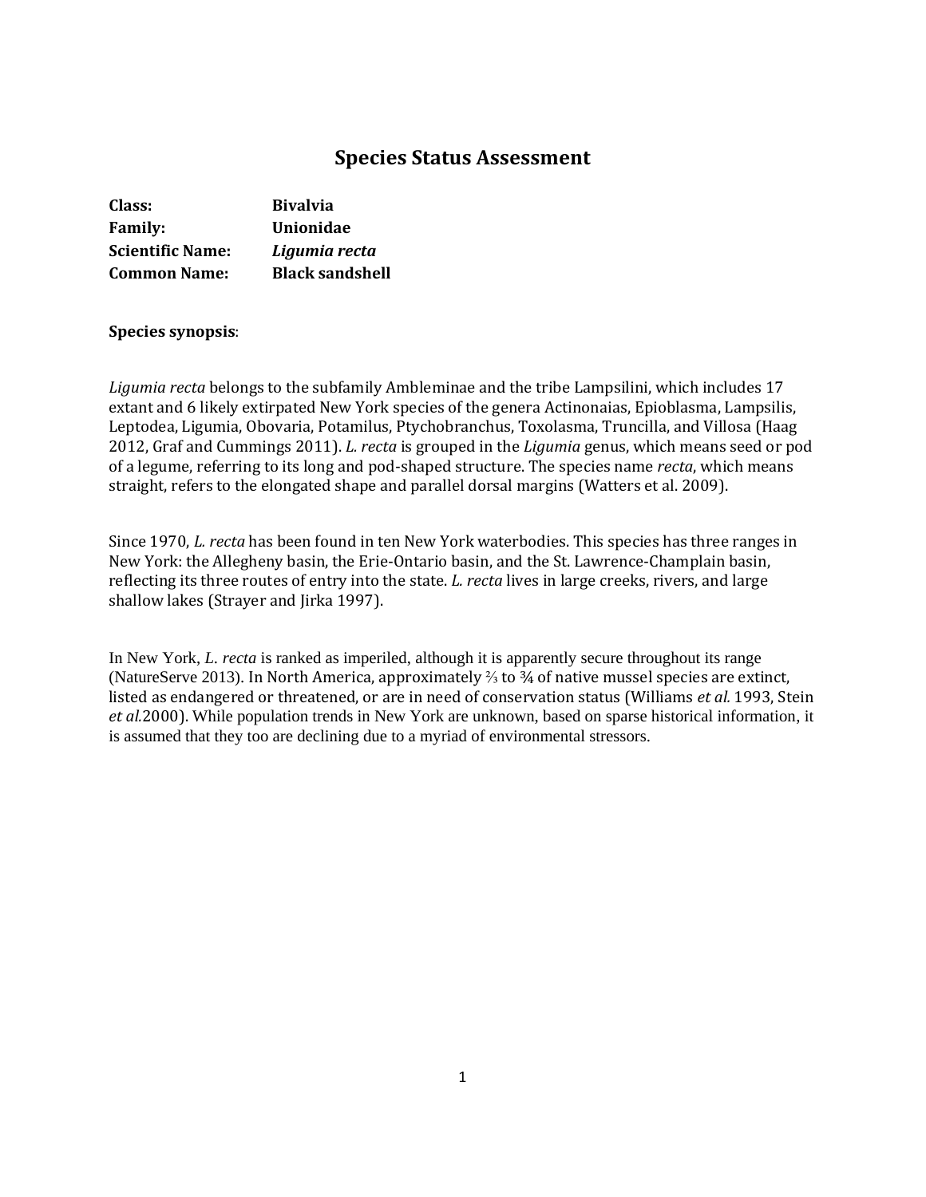# Species Status Assessment

**Class:** **Bivalvia**
**Family:** **Unionidae**
**Scientific Name:** ***Ligumia recta***
**Common Name:** **Black sandshell**

**Species synopsis**:

*Ligumia recta* belongs to the subfamily Ambleminae and the tribe Lampsilini, which includes 17 extant and 6 likely extirpated New York species of the genera Actinonaias, Epioblasma, Lampsilis, Leptodea, Ligumia, Obovaria, Potamilus, Ptychobranchus, Toxolasma, Truncilla, and Villosa (Haag 2012, Graf and Cummings 2011). *L. recta* is grouped in the *Ligumia* genus, which means seed or pod of a legume, referring to its long and pod-shaped structure. The species name *recta*, which means straight, refers to the elongated shape and parallel dorsal margins (Watters et al. 2009).

Since 1970, *L. recta* has been found in ten New York waterbodies. This species has three ranges in New York: the Allegheny basin, the Erie-Ontario basin, and the St. Lawrence-Champlain basin, reflecting its three routes of entry into the state. *L. recta* lives in large creeks, rivers, and large shallow lakes (Strayer and Jirka 1997).

In New York, *L. recta* is ranked as imperiled, although it is apparently secure throughout its range (NatureServe 2013). In North America, approximately ⅔ to ¾ of native mussel species are extinct, listed as endangered or threatened, or are in need of conservation status (Williams *et al.* 1993, Stein *et al.*2000). While population trends in New York are unknown, based on sparse historical information, it is assumed that they too are declining due to a myriad of environmental stressors.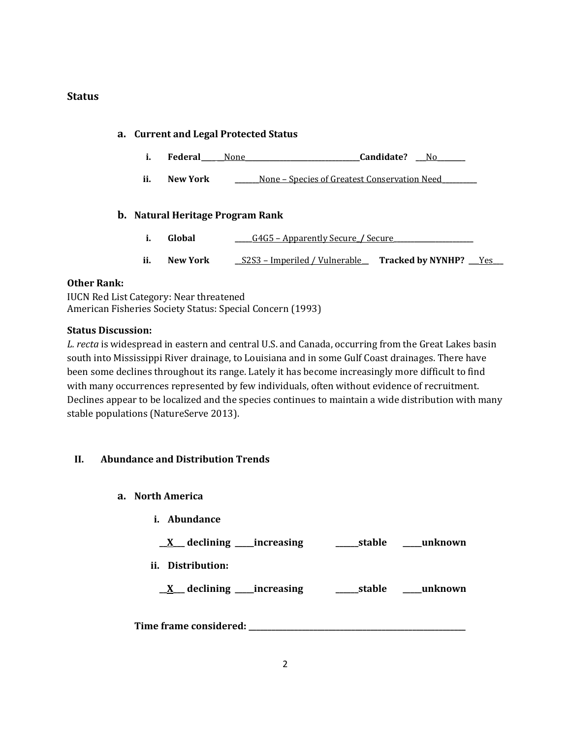## Status

### a. Current and Legal Protected Status

i. **Federal** ____ None ____ **Candidate?** ___No___

ii. **New York** ______None – Species of Greatest Conservation Need______

### b. Natural Heritage Program Rank

i. **Global** _____G4G5 – Apparently Secure / Secure_____

ii. **New York** __S2S3 – Imperiled / Vulnerable__ **Tracked by NYNHP?** ___Yes___

**Other Rank:**
IUCN Red List Category: Near threatened
American Fisheries Society Status: Special Concern (1993)

**Status Discussion:**
*L. recta* is widespread in eastern and central U.S. and Canada, occurring from the Great Lakes basin south into Mississippi River drainage, to Louisiana and in some Gulf Coast drainages. There have been some declines throughout its range. Lately it has become increasingly more difficult to find with many occurrences represented by few individuals, often without evidence of recruitment. Declines appear to be localized and the species continues to maintain a wide distribution with many stable populations (NatureServe 2013).

## II. Abundance and Distribution Trends

### a. North America

**i. Abundance**

**__X__ declining _____increasing _____stable _____unknown**

**ii. Distribution:**

**__X__ declining _____increasing _____stable _____unknown**

**Time frame considered:** ____________________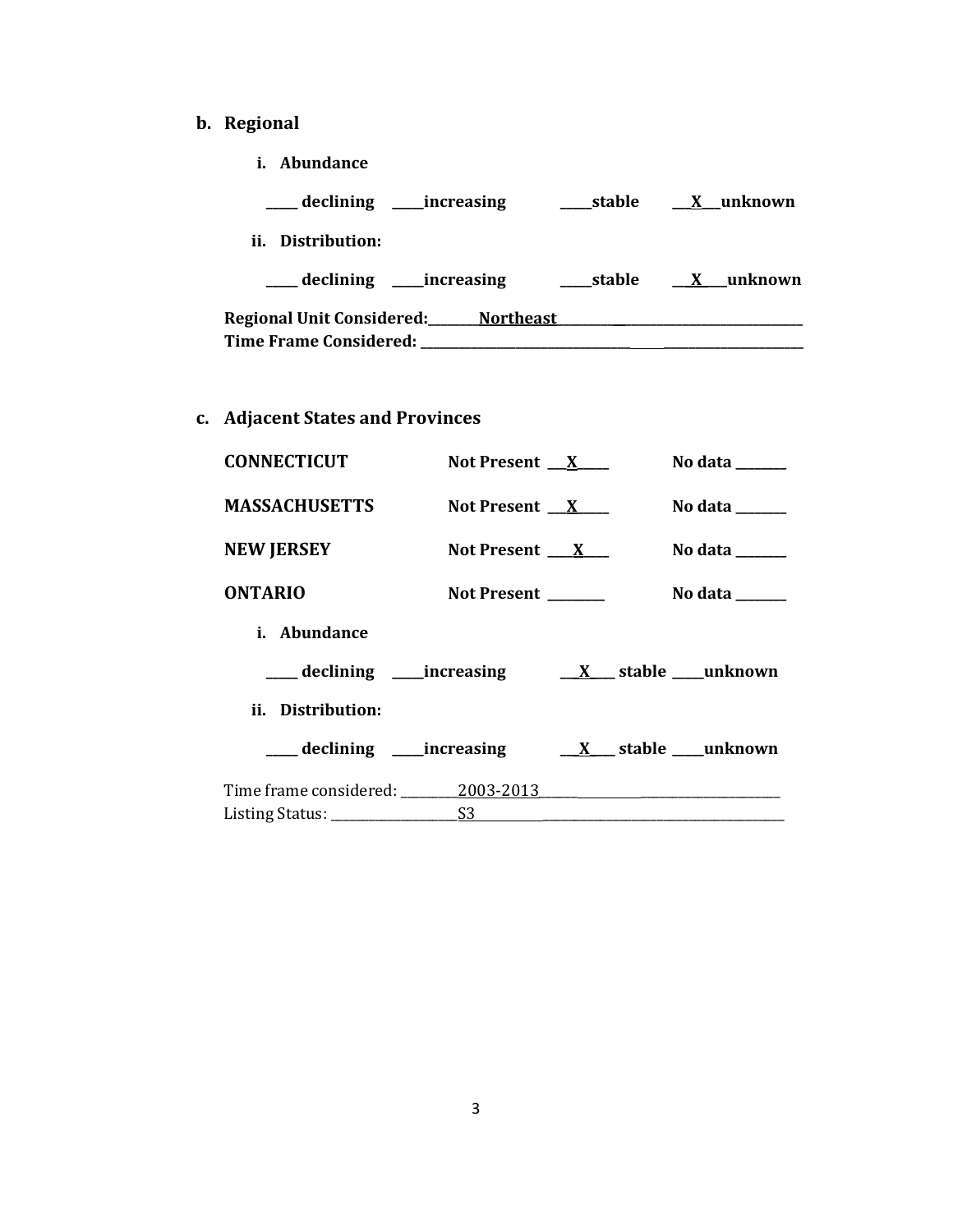**b. Regional**

**i. Abundance**

**_____ declining _____increasing _____stable \_\_X\_\_\_unknown**

**ii. Distribution:**

**_____ declining _____increasing _____stable \_\_X\_\_\_\_unknown**

**Regional Unit Considered:\_\_\_\_\_\_\_\_Northeast\_\_\_\_\_\_\_\_\_\_\_\_\_\_\_\_\_\_\_\_\_\_\_\_\_\_\_\_\_\_\_\_\_\_\_\_\_\_\_**
**Time Frame Considered: \_\_\_\_\_\_\_\_\_\_\_\_\_\_\_\_\_\_\_\_\_\_\_\_\_\_\_\_\_\_\_\_\_\_\_\_\_\_\_\_\_\_\_\_\_\_\_\_\_\_\_\_\_\_\_**

**c. Adjacent States and Provinces**

| | | |
|---|---|---|
| **CONNECTICUT** | **Not Present \_\_\_X\_\_\_\_\_** | **No data \_\_\_\_\_\_\_\_** |
| **MASSACHUSETTS** | **Not Present \_\_\_X\_\_\_\_\_** | **No data \_\_\_\_\_\_\_\_** |
| **NEW JERSEY** | **Not Present \_\_\_\_X\_\_\_\_** | **No data \_\_\_\_\_\_\_\_** |
| **ONTARIO** | **Not Present \_\_\_\_\_\_\_\_\_** | **No data \_\_\_\_\_\_\_\_** |

**i. Abundance**

**_____ declining _____increasing \_\_\_X\_\_\_\_ stable _____unknown**

**ii. Distribution:**

**_____ declining _____increasing \_\_\_X\_\_\_\_ stable _____unknown**

Time frame considered: \_\_\_\_\_\_\_\_\_2003-2013\_\_\_\_\_\_\_\_\_\_\_\_\_\_\_\_\_\_\_\_\_\_\_\_\_\_\_\_\_\_\_\_\_\_\_\_\_\_\_\_\_\_
Listing Status: \_\_\_\_\_\_\_\_\_\_\_\_\_\_\_\_\_\_\_\_S3\_\_\_\_\_\_\_\_\_\_\_\_\_\_\_\_\_\_\_\_\_\_\_\_\_\_\_\_\_\_\_\_\_\_\_\_\_\_\_\_\_\_\_\_\_\_\_\_\_\_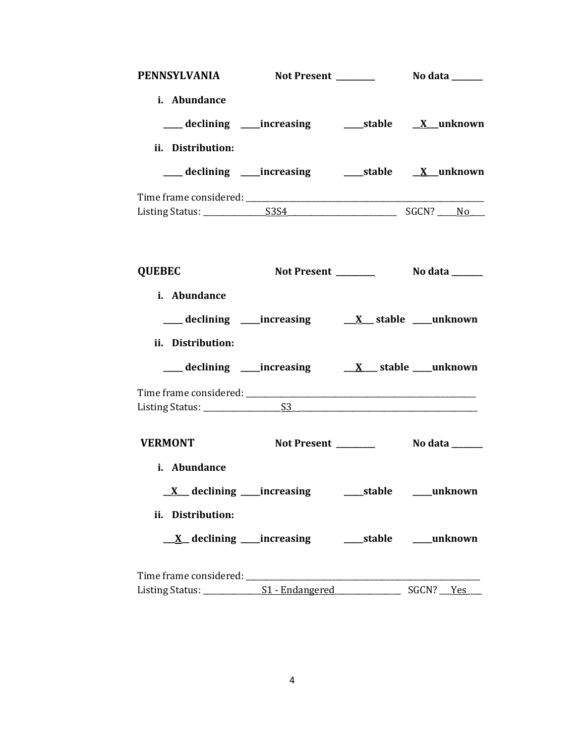**PENNSYLVANIA** **Not Present \_\_\_\_\_\_\_\_\_** **No data \_\_\_\_\_\_\_\_**

**i. Abundance**

**\_\_\_\_\_ declining \_\_\_\_\_increasing \_\_\_\_\_stable \_\_X\_\_\_unknown**

**ii. Distribution:**

**\_\_\_\_\_ declining \_\_\_\_\_increasing \_\_\_\_\_stable \_\_X\_\_\_unknown**

Time frame considered: \_\_\_\_\_\_\_\_\_\_\_\_\_\_\_\_\_\_\_\_\_\_\_\_\_\_\_\_\_\_\_\_\_\_\_\_\_\_\_\_\_\_\_\_\_\_\_\_\_\_\_\_\_\_\_\_\_\_\_\_

Listing Status: \_\_\_\_\_\_\_\_\_\_\_\_\_\_\_S3S4\_\_\_\_\_\_\_\_\_\_\_\_\_\_\_\_\_\_\_\_\_\_\_\_\_\_ SGCN? \_\_\_\_\_No\_\_\_\_

**QUEBEC** **Not Present \_\_\_\_\_\_\_\_\_** **No data \_\_\_\_\_\_\_\_**

**i. Abundance**

**\_\_\_\_\_ declining \_\_\_\_\_increasing \_\_\_X\_\_\_ stable \_\_\_\_\_unknown**

**ii. Distribution:**

**\_\_\_\_\_ declining \_\_\_\_\_increasing \_\_\_X\_\_\_\_ stable \_\_\_\_\_unknown**

Time frame considered: \_\_\_\_\_\_\_\_\_\_\_\_\_\_\_\_\_\_\_\_\_\_\_\_\_\_\_\_\_\_\_\_\_\_\_\_\_\_\_\_\_\_\_\_\_\_\_\_\_\_\_\_\_\_\_\_\_\_\_\_

Listing Status: \_\_\_\_\_\_\_\_\_\_\_\_\_\_\_\_\_\_\_\_S3\_\_\_\_\_\_\_\_\_\_\_\_\_\_\_\_\_\_\_\_\_\_\_\_\_\_\_\_\_\_\_\_\_\_\_\_\_\_\_\_\_\_\_\_\_\_

**VERMONT** **Not Present \_\_\_\_\_\_\_\_\_** **No data \_\_\_\_\_\_\_\_**

**i. Abundance**

**\_\_X\_\_\_ declining \_\_\_\_\_increasing \_\_\_\_\_stable \_\_\_\_\_unknown**

**ii. Distribution:**

**\_\_\_X\_\_ declining \_\_\_\_\_increasing \_\_\_\_\_stable \_\_\_\_\_unknown**

Time frame considered: \_\_\_\_\_\_\_\_\_\_\_\_\_\_\_\_\_\_\_\_\_\_\_\_\_\_\_\_\_\_\_\_\_\_\_\_\_\_\_\_\_\_\_\_\_\_\_\_\_\_\_\_\_\_\_\_\_\_\_\_

Listing Status: \_\_\_\_\_\_\_\_\_\_\_\_\_\_\_S1 - Endangered\_\_\_\_\_\_\_\_\_\_\_\_\_\_\_\_\_ SGCN? \_\_\_Yes\_\_\_\_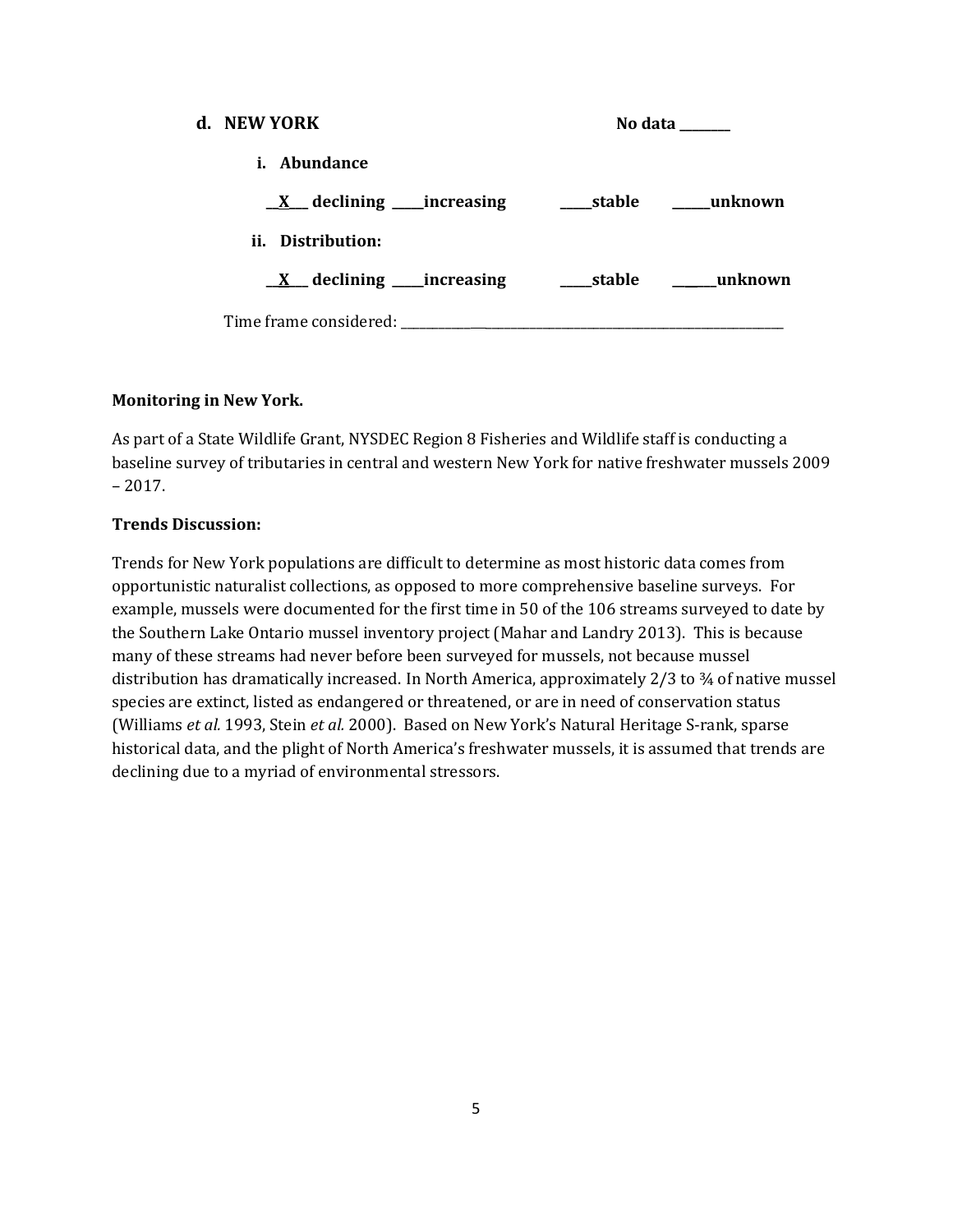**d. NEW YORK** **No data \_\_\_\_\_\_\_\_**

**i. Abundance**

**\_\_X\_\_ declining \_\_\_\_\_increasing \_\_\_\_\_stable \_\_\_\_\_\_unknown**

**ii. Distribution:**

**\_\_X\_\_ declining \_\_\_\_\_increasing \_\_\_\_\_stable \_\_\_\_\_\_unknown**

Time frame considered: \_\_\_\_\_\_\_\_\_\_\_\_\_\_\_\_\_\_\_\_\_\_\_\_\_\_\_\_\_\_\_\_\_\_\_\_\_\_\_\_\_\_\_\_\_\_\_\_\_\_\_\_\_\_\_\_\_\_\_\_\_\_\_\_\_\_\_\_\_\_\_\_\_\_

**Monitoring in New York.**

As part of a State Wildlife Grant, NYSDEC Region 8 Fisheries and Wildlife staff is conducting a baseline survey of tributaries in central and western New York for native freshwater mussels 2009 – 2017.

**Trends Discussion:**

Trends for New York populations are difficult to determine as most historic data comes from opportunistic naturalist collections, as opposed to more comprehensive baseline surveys. For example, mussels were documented for the first time in 50 of the 106 streams surveyed to date by the Southern Lake Ontario mussel inventory project (Mahar and Landry 2013). This is because many of these streams had never before been surveyed for mussels, not because mussel distribution has dramatically increased. In North America, approximately 2/3 to ¾ of native mussel species are extinct, listed as endangered or threatened, or are in need of conservation status (Williams *et al.* 1993, Stein *et al.* 2000). Based on New York's Natural Heritage S-rank, sparse historical data, and the plight of North America's freshwater mussels, it is assumed that trends are declining due to a myriad of environmental stressors.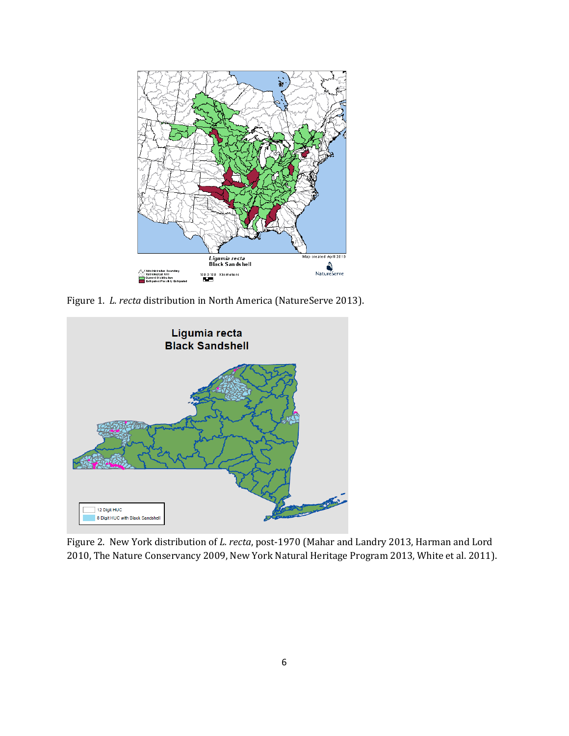Figure 1. *L. recta* distribution in North America (NatureServe 2013).

Figure 2. New York distribution of *L. recta*, post-1970 (Mahar and Landry 2013, Harman and Lord 2010, The Nature Conservancy 2009, New York Natural Heritage Program 2013, White et al. 2011).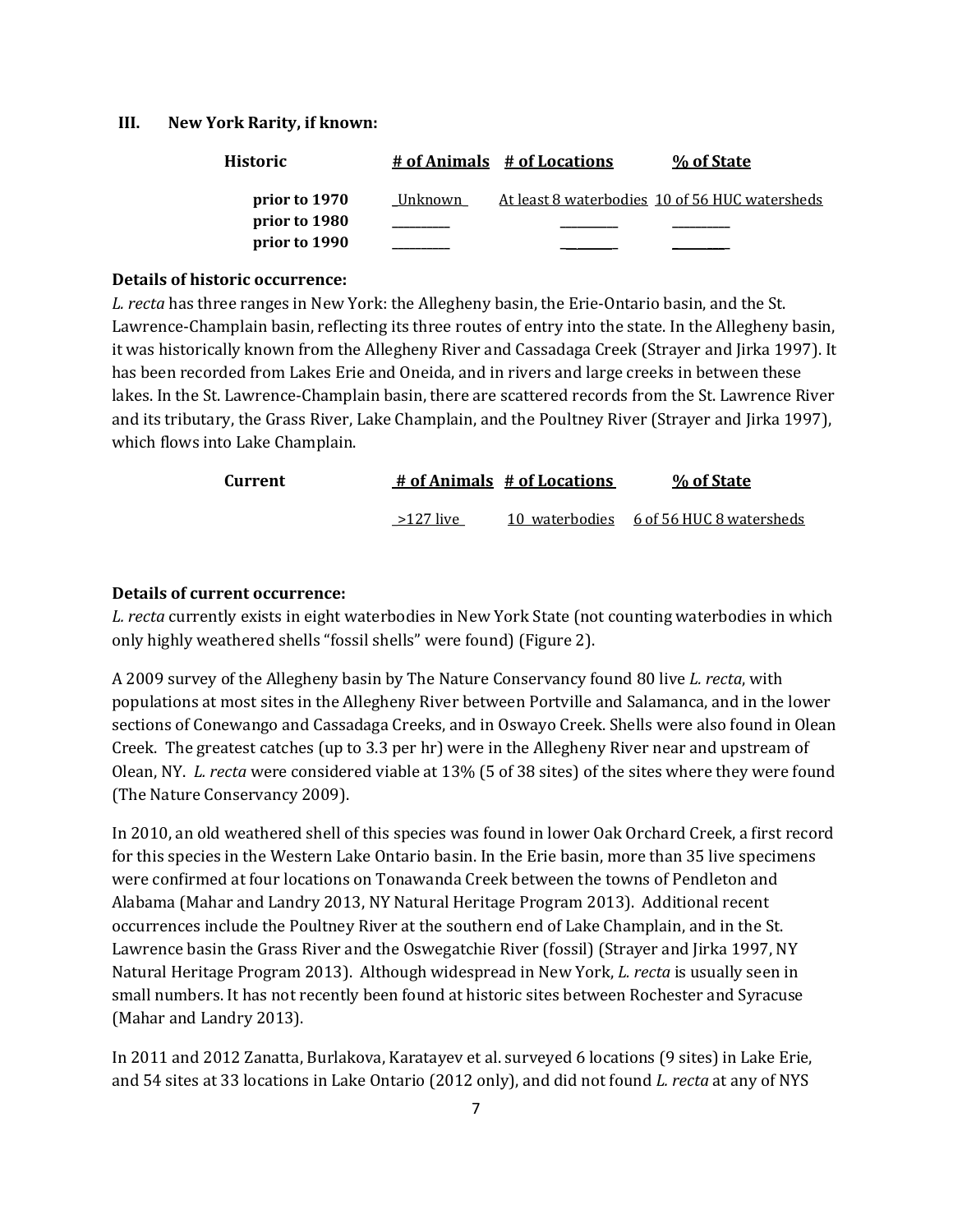## III. New York Rarity, if known:

| Historic | # of Animals | # of Locations | % of State |
|---|---|---|---|
| prior to 1970 | Unknown | At least 8 waterbodies | 10 of 56 HUC watersheds |
| prior to 1980 | ________ | ________ | ________ |
| prior to 1990 | ________ | ________ | ________ |

**Details of historic occurrence:**

*L. recta* has three ranges in New York: the Allegheny basin, the Erie-Ontario basin, and the St. Lawrence-Champlain basin, reflecting its three routes of entry into the state. In the Allegheny basin, it was historically known from the Allegheny River and Cassadaga Creek (Strayer and Jirka 1997). It has been recorded from Lakes Erie and Oneida, and in rivers and large creeks in between these lakes. In the St. Lawrence-Champlain basin, there are scattered records from the St. Lawrence River and its tributary, the Grass River, Lake Champlain, and the Poultney River (Strayer and Jirka 1997), which flows into Lake Champlain.

| Current | # of Animals | # of Locations | % of State |
|---|---|---|---|
| | >127 live | 10 waterbodies | 6 of 56 HUC 8 watersheds |

**Details of current occurrence:**

*L. recta* currently exists in eight waterbodies in New York State (not counting waterbodies in which only highly weathered shells "fossil shells" were found) (Figure 2).

A 2009 survey of the Allegheny basin by The Nature Conservancy found 80 live *L. recta*, with populations at most sites in the Allegheny River between Portville and Salamanca, and in the lower sections of Conewango and Cassadaga Creeks, and in Oswayo Creek. Shells were also found in Olean Creek. The greatest catches (up to 3.3 per hr) were in the Allegheny River near and upstream of Olean, NY. *L. recta* were considered viable at 13% (5 of 38 sites) of the sites where they were found (The Nature Conservancy 2009).

In 2010, an old weathered shell of this species was found in lower Oak Orchard Creek, a first record for this species in the Western Lake Ontario basin. In the Erie basin, more than 35 live specimens were confirmed at four locations on Tonawanda Creek between the towns of Pendleton and Alabama (Mahar and Landry 2013, NY Natural Heritage Program 2013). Additional recent occurrences include the Poultney River at the southern end of Lake Champlain, and in the St. Lawrence basin the Grass River and the Oswegatchie River (fossil) (Strayer and Jirka 1997, NY Natural Heritage Program 2013). Although widespread in New York, *L. recta* is usually seen in small numbers. It has not recently been found at historic sites between Rochester and Syracuse (Mahar and Landry 2013).

In 2011 and 2012 Zanatta, Burlakova, Karatayev et al. surveyed 6 locations (9 sites) in Lake Erie, and 54 sites at 33 locations in Lake Ontario (2012 only), and did not found *L. recta* at any of NYS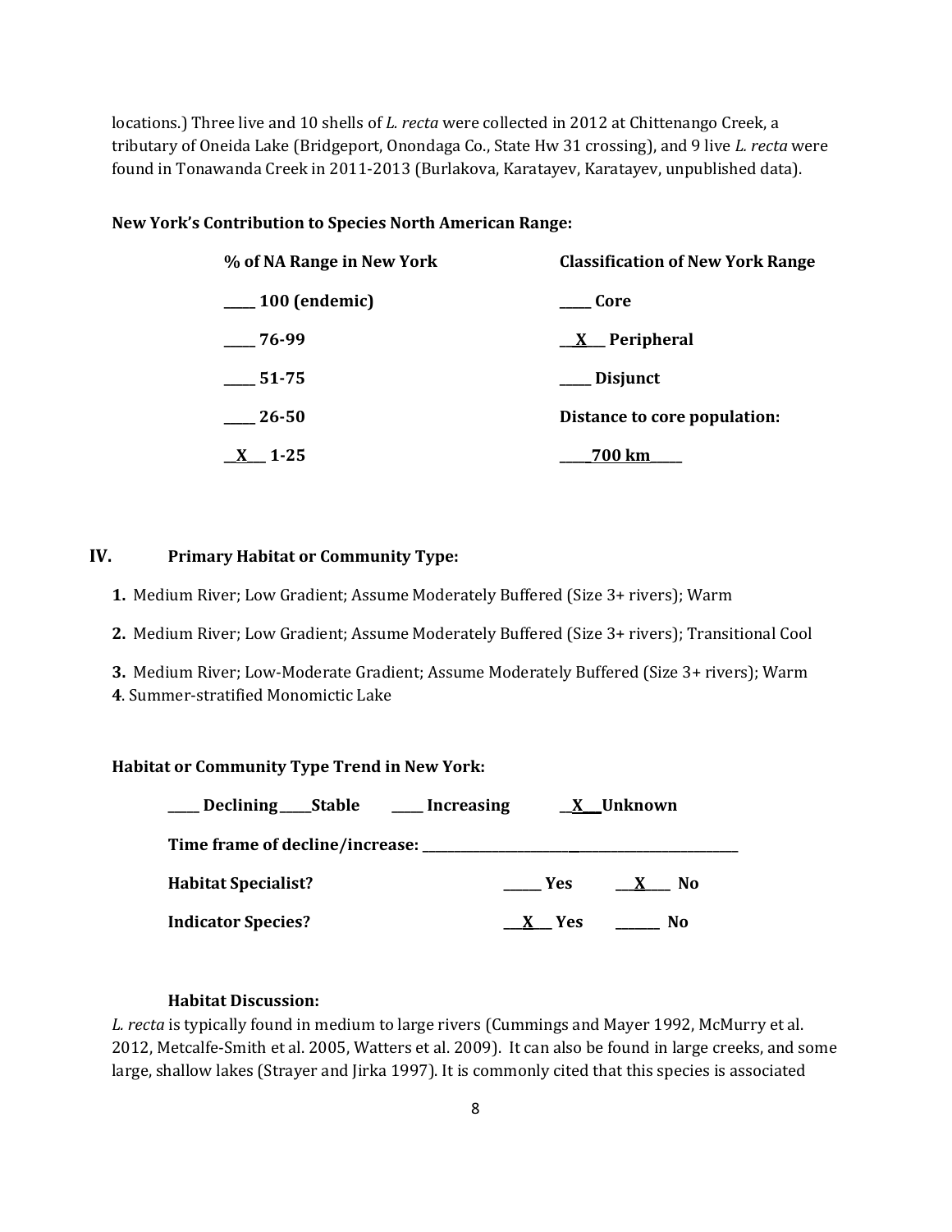locations.) Three live and 10 shells of *L. recta* were collected in 2012 at Chittenango Creek, a tributary of Oneida Lake (Bridgeport, Onondaga Co., State Hw 31 crossing), and 9 live *L. recta* were found in Tonawanda Creek in 2011-2013 (Burlakova, Karatayev, Karatayev, unpublished data).

**New York's Contribution to Species North American Range:**

| **% of NA Range in New York** | **Classification of New York Range** |
|---|---|
| ____ 100 (endemic) | ____ Core |
| ____ 76-99 | __X__ Peripheral |
| ____ 51-75 | ____ Disjunct |
| ____ 26-50 | **Distance to core population:** |
| __X__ 1-25 | ____700 km____ |

## IV. Primary Habitat or Community Type:

1. Medium River; Low Gradient; Assume Moderately Buffered (Size 3+ rivers); Warm
2. Medium River; Low Gradient; Assume Moderately Buffered (Size 3+ rivers); Transitional Cool
3. Medium River; Low-Moderate Gradient; Assume Moderately Buffered (Size 3+ rivers); Warm
4. Summer-stratified Monomictic Lake

**Habitat or Community Type Trend in New York:**

____ **Declining** ____ **Stable** ____ **Increasing** __X__ **Unknown**

**Time frame of decline/increase:** ________________________________________

**Habitat Specialist?** _____ **Yes** __X__ **No**

**Indicator Species?** __X__ **Yes** _____ **No**

**Habitat Discussion:**

*L. recta* is typically found in medium to large rivers (Cummings and Mayer 1992, McMurry et al. 2012, Metcalfe-Smith et al. 2005, Watters et al. 2009). It can also be found in large creeks, and some large, shallow lakes (Strayer and Jirka 1997). It is commonly cited that this species is associated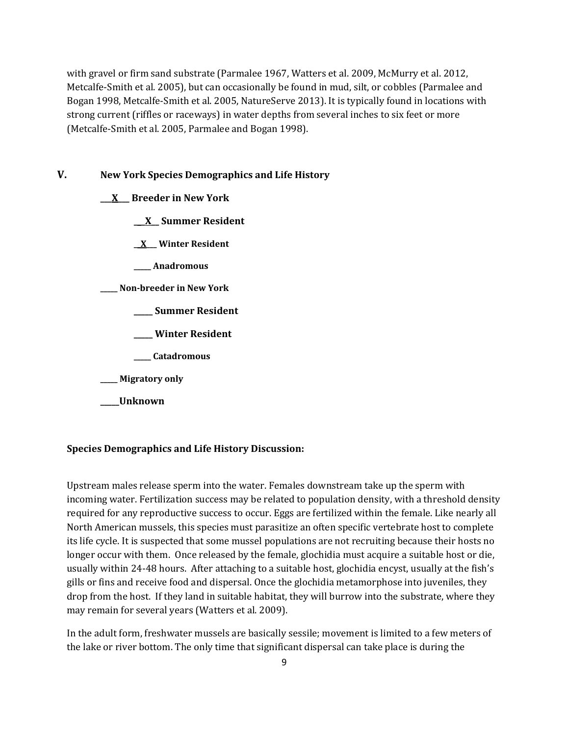with gravel or firm sand substrate (Parmalee 1967, Watters et al. 2009, McMurry et al. 2012, Metcalfe-Smith et al. 2005), but can occasionally be found in mud, silt, or cobbles (Parmalee and Bogan 1998, Metcalfe-Smith et al. 2005, NatureServe 2013). It is typically found in locations with strong current (riffles or raceways) in water depths from several inches to six feet or more (Metcalfe-Smith et al. 2005, Parmalee and Bogan 1998).

## V. New York Species Demographics and Life History

**\_\_X\_\_ Breeder in New York**

- **\_\_X\_\_ Summer Resident**
- **\_\_X\_\_ Winter Resident**
- **\_\_\_\_\_ Anadromous**

**\_\_\_\_\_ Non-breeder in New York**

- **\_\_\_\_\_ Summer Resident**
- **\_\_\_\_\_ Winter Resident**
- **\_\_\_\_\_ Catadromous**

**\_\_\_\_\_ Migratory only**

**\_\_\_\_\_Unknown**

**Species Demographics and Life History Discussion:**

Upstream males release sperm into the water. Females downstream take up the sperm with incoming water. Fertilization success may be related to population density, with a threshold density required for any reproductive success to occur. Eggs are fertilized within the female. Like nearly all North American mussels, this species must parasitize an often specific vertebrate host to complete its life cycle. It is suspected that some mussel populations are not recruiting because their hosts no longer occur with them. Once released by the female, glochidia must acquire a suitable host or die, usually within 24-48 hours. After attaching to a suitable host, glochidia encyst, usually at the fish's gills or fins and receive food and dispersal. Once the glochidia metamorphose into juveniles, they drop from the host. If they land in suitable habitat, they will burrow into the substrate, where they may remain for several years (Watters et al. 2009).

In the adult form, freshwater mussels are basically sessile; movement is limited to a few meters of the lake or river bottom. The only time that significant dispersal can take place is during the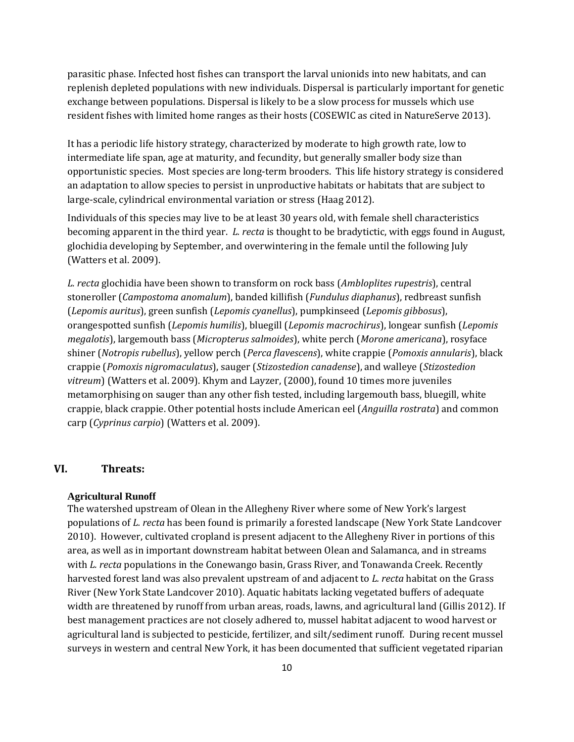parasitic phase. Infected host fishes can transport the larval unionids into new habitats, and can replenish depleted populations with new individuals. Dispersal is particularly important for genetic exchange between populations. Dispersal is likely to be a slow process for mussels which use resident fishes with limited home ranges as their hosts (COSEWIC as cited in NatureServe 2013).

It has a periodic life history strategy, characterized by moderate to high growth rate, low to intermediate life span, age at maturity, and fecundity, but generally smaller body size than opportunistic species. Most species are long-term brooders. This life history strategy is considered an adaptation to allow species to persist in unproductive habitats or habitats that are subject to large-scale, cylindrical environmental variation or stress (Haag 2012).

Individuals of this species may live to be at least 30 years old, with female shell characteristics becoming apparent in the third year. *L. recta* is thought to be bradytictic, with eggs found in August, glochidia developing by September, and overwintering in the female until the following July (Watters et al. 2009).

*L. recta* glochidia have been shown to transform on rock bass (*Ambloplites rupestris*), central stoneroller (*Campostoma anomalum*), banded killifish (*Fundulus diaphanus*), redbreast sunfish (*Lepomis auritus*), green sunfish (*Lepomis cyanellus*), pumpkinseed (*Lepomis gibbosus*), orangespotted sunfish (*Lepomis humilis*), bluegill (*Lepomis macrochirus*), longear sunfish (*Lepomis megalotis*), largemouth bass (*Micropterus salmoides*), white perch (*Morone americana*), rosyface shiner (*Notropis rubellus*), yellow perch (*Perca flavescens*), white crappie (*Pomoxis annularis*), black crappie (*Pomoxis nigromaculatus*), sauger (*Stizostedion canadense*), and walleye (*Stizostedion vitreum*) (Watters et al. 2009). Khym and Layzer, (2000), found 10 times more juveniles metamorphising on sauger than any other fish tested, including largemouth bass, bluegill, white crappie, black crappie. Other potential hosts include American eel (*Anguilla rostrata*) and common carp (*Cyprinus carpio*) (Watters et al. 2009).

## VI. Threats:

**Agricultural Runoff**

The watershed upstream of Olean in the Allegheny River where some of New York's largest populations of *L. recta* has been found is primarily a forested landscape (New York State Landcover 2010). However, cultivated cropland is present adjacent to the Allegheny River in portions of this area, as well as in important downstream habitat between Olean and Salamanca, and in streams with *L. recta* populations in the Conewango basin, Grass River, and Tonawanda Creek. Recently harvested forest land was also prevalent upstream of and adjacent to *L. recta* habitat on the Grass River (New York State Landcover 2010). Aquatic habitats lacking vegetated buffers of adequate width are threatened by runoff from urban areas, roads, lawns, and agricultural land (Gillis 2012). If best management practices are not closely adhered to, mussel habitat adjacent to wood harvest or agricultural land is subjected to pesticide, fertilizer, and silt/sediment runoff. During recent mussel surveys in western and central New York, it has been documented that sufficient vegetated riparian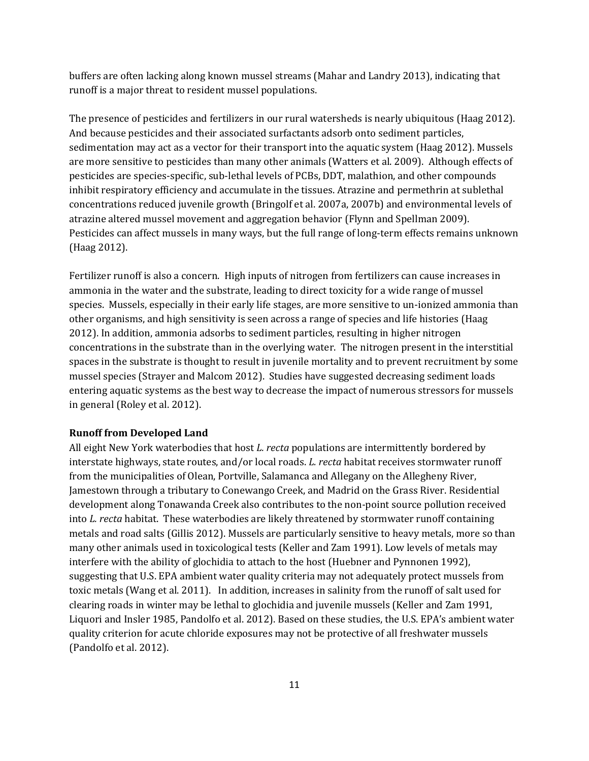buffers are often lacking along known mussel streams (Mahar and Landry 2013), indicating that runoff is a major threat to resident mussel populations.

The presence of pesticides and fertilizers in our rural watersheds is nearly ubiquitous (Haag 2012). And because pesticides and their associated surfactants adsorb onto sediment particles, sedimentation may act as a vector for their transport into the aquatic system (Haag 2012). Mussels are more sensitive to pesticides than many other animals (Watters et al. 2009). Although effects of pesticides are species-specific, sub-lethal levels of PCBs, DDT, malathion, and other compounds inhibit respiratory efficiency and accumulate in the tissues. Atrazine and permethrin at sublethal concentrations reduced juvenile growth (Bringolf et al. 2007a, 2007b) and environmental levels of atrazine altered mussel movement and aggregation behavior (Flynn and Spellman 2009). Pesticides can affect mussels in many ways, but the full range of long-term effects remains unknown (Haag 2012).

Fertilizer runoff is also a concern. High inputs of nitrogen from fertilizers can cause increases in ammonia in the water and the substrate, leading to direct toxicity for a wide range of mussel species. Mussels, especially in their early life stages, are more sensitive to un-ionized ammonia than other organisms, and high sensitivity is seen across a range of species and life histories (Haag 2012). In addition, ammonia adsorbs to sediment particles, resulting in higher nitrogen concentrations in the substrate than in the overlying water. The nitrogen present in the interstitial spaces in the substrate is thought to result in juvenile mortality and to prevent recruitment by some mussel species (Strayer and Malcom 2012). Studies have suggested decreasing sediment loads entering aquatic systems as the best way to decrease the impact of numerous stressors for mussels in general (Roley et al. 2012).

**Runoff from Developed Land**

All eight New York waterbodies that host *L. recta* populations are intermittently bordered by interstate highways, state routes, and/or local roads. *L. recta* habitat receives stormwater runoff from the municipalities of Olean, Portville, Salamanca and Allegany on the Allegheny River, Jamestown through a tributary to Conewango Creek, and Madrid on the Grass River. Residential development along Tonawanda Creek also contributes to the non-point source pollution received into *L. recta* habitat. These waterbodies are likely threatened by stormwater runoff containing metals and road salts (Gillis 2012). Mussels are particularly sensitive to heavy metals, more so than many other animals used in toxicological tests (Keller and Zam 1991). Low levels of metals may interfere with the ability of glochidia to attach to the host (Huebner and Pynnonen 1992), suggesting that U.S. EPA ambient water quality criteria may not adequately protect mussels from toxic metals (Wang et al. 2011). In addition, increases in salinity from the runoff of salt used for clearing roads in winter may be lethal to glochidia and juvenile mussels (Keller and Zam 1991, Liquori and Insler 1985, Pandolfo et al. 2012). Based on these studies, the U.S. EPA's ambient water quality criterion for acute chloride exposures may not be protective of all freshwater mussels (Pandolfo et al. 2012).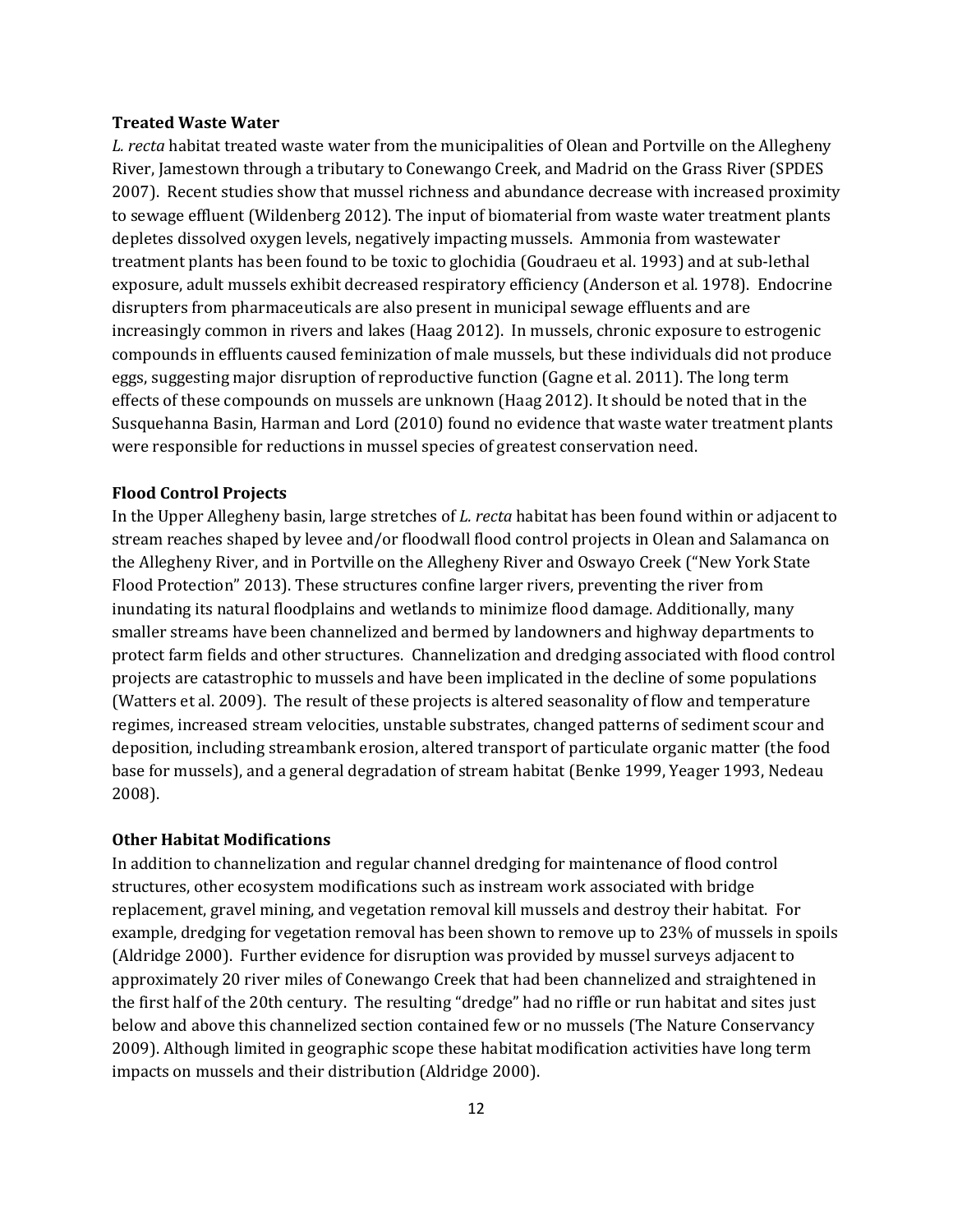**Treated Waste Water**

*L. recta* habitat treated waste water from the municipalities of Olean and Portville on the Allegheny River, Jamestown through a tributary to Conewango Creek, and Madrid on the Grass River (SPDES 2007). Recent studies show that mussel richness and abundance decrease with increased proximity to sewage effluent (Wildenberg 2012). The input of biomaterial from waste water treatment plants depletes dissolved oxygen levels, negatively impacting mussels. Ammonia from wastewater treatment plants has been found to be toxic to glochidia (Goudraeu et al. 1993) and at sub-lethal exposure, adult mussels exhibit decreased respiratory efficiency (Anderson et al*.* 1978). Endocrine disrupters from pharmaceuticals are also present in municipal sewage effluents and are increasingly common in rivers and lakes (Haag 2012). In mussels, chronic exposure to estrogenic compounds in effluents caused feminization of male mussels, but these individuals did not produce eggs, suggesting major disruption of reproductive function (Gagne et al. 2011). The long term effects of these compounds on mussels are unknown (Haag 2012). It should be noted that in the Susquehanna Basin, Harman and Lord (2010) found no evidence that waste water treatment plants were responsible for reductions in mussel species of greatest conservation need.

**Flood Control Projects**

In the Upper Allegheny basin, large stretches of *L. recta* habitat has been found within or adjacent to stream reaches shaped by levee and/or floodwall flood control projects in Olean and Salamanca on the Allegheny River, and in Portville on the Allegheny River and Oswayo Creek ("New York State Flood Protection" 2013). These structures confine larger rivers, preventing the river from inundating its natural floodplains and wetlands to minimize flood damage. Additionally, many smaller streams have been channelized and bermed by landowners and highway departments to protect farm fields and other structures. Channelization and dredging associated with flood control projects are catastrophic to mussels and have been implicated in the decline of some populations (Watters et al. 2009). The result of these projects is altered seasonality of flow and temperature regimes, increased stream velocities, unstable substrates, changed patterns of sediment scour and deposition, including streambank erosion, altered transport of particulate organic matter (the food base for mussels), and a general degradation of stream habitat (Benke 1999, Yeager 1993, Nedeau 2008).

**Other Habitat Modifications**

In addition to channelization and regular channel dredging for maintenance of flood control structures, other ecosystem modifications such as instream work associated with bridge replacement, gravel mining, and vegetation removal kill mussels and destroy their habitat. For example, dredging for vegetation removal has been shown to remove up to 23% of mussels in spoils (Aldridge 2000). Further evidence for disruption was provided by mussel surveys adjacent to approximately 20 river miles of Conewango Creek that had been channelized and straightened in the first half of the 20th century. The resulting "dredge" had no riffle or run habitat and sites just below and above this channelized section contained few or no mussels (The Nature Conservancy 2009). Although limited in geographic scope these habitat modification activities have long term impacts on mussels and their distribution (Aldridge 2000).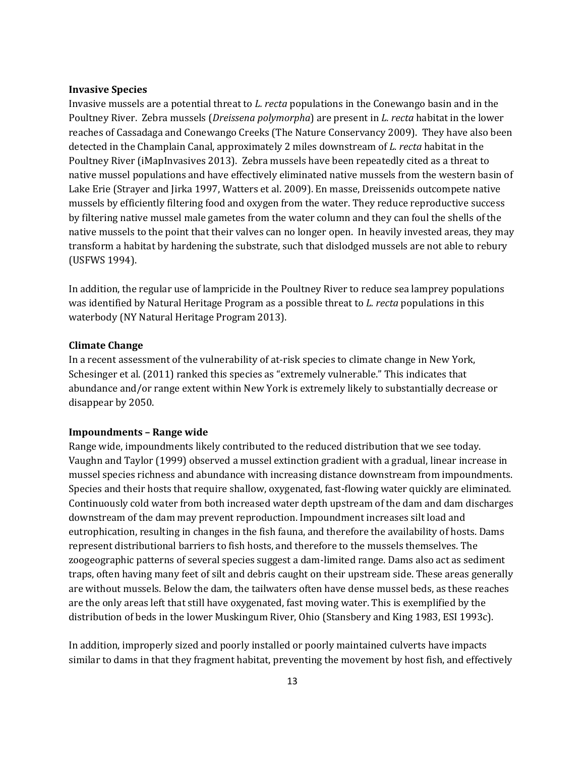**Invasive Species**

Invasive mussels are a potential threat to *L. recta* populations in the Conewango basin and in the Poultney River. Zebra mussels (*Dreissena polymorpha*) are present in *L. recta* habitat in the lower reaches of Cassadaga and Conewango Creeks (The Nature Conservancy 2009). They have also been detected in the Champlain Canal, approximately 2 miles downstream of *L. recta* habitat in the Poultney River (iMapInvasives 2013). Zebra mussels have been repeatedly cited as a threat to native mussel populations and have effectively eliminated native mussels from the western basin of Lake Erie (Strayer and Jirka 1997, Watters et al. 2009). En masse, Dreissenids outcompete native mussels by efficiently filtering food and oxygen from the water. They reduce reproductive success by filtering native mussel male gametes from the water column and they can foul the shells of the native mussels to the point that their valves can no longer open. In heavily invested areas, they may transform a habitat by hardening the substrate, such that dislodged mussels are not able to rebury (USFWS 1994).

In addition, the regular use of lampricide in the Poultney River to reduce sea lamprey populations was identified by Natural Heritage Program as a possible threat to *L. recta* populations in this waterbody (NY Natural Heritage Program 2013).

**Climate Change**

In a recent assessment of the vulnerability of at-risk species to climate change in New York, Schesinger et al. (2011) ranked this species as "extremely vulnerable." This indicates that abundance and/or range extent within New York is extremely likely to substantially decrease or disappear by 2050.

**Impoundments – Range wide**

Range wide, impoundments likely contributed to the reduced distribution that we see today. Vaughn and Taylor (1999) observed a mussel extinction gradient with a gradual, linear increase in mussel species richness and abundance with increasing distance downstream from impoundments. Species and their hosts that require shallow, oxygenated, fast-flowing water quickly are eliminated. Continuously cold water from both increased water depth upstream of the dam and dam discharges downstream of the dam may prevent reproduction. Impoundment increases silt load and eutrophication, resulting in changes in the fish fauna, and therefore the availability of hosts. Dams represent distributional barriers to fish hosts, and therefore to the mussels themselves. The zoogeographic patterns of several species suggest a dam-limited range. Dams also act as sediment traps, often having many feet of silt and debris caught on their upstream side. These areas generally are without mussels. Below the dam, the tailwaters often have dense mussel beds, as these reaches are the only areas left that still have oxygenated, fast moving water. This is exemplified by the distribution of beds in the lower Muskingum River, Ohio (Stansbery and King 1983, ESI 1993c).

In addition, improperly sized and poorly installed or poorly maintained culverts have impacts similar to dams in that they fragment habitat, preventing the movement by host fish, and effectively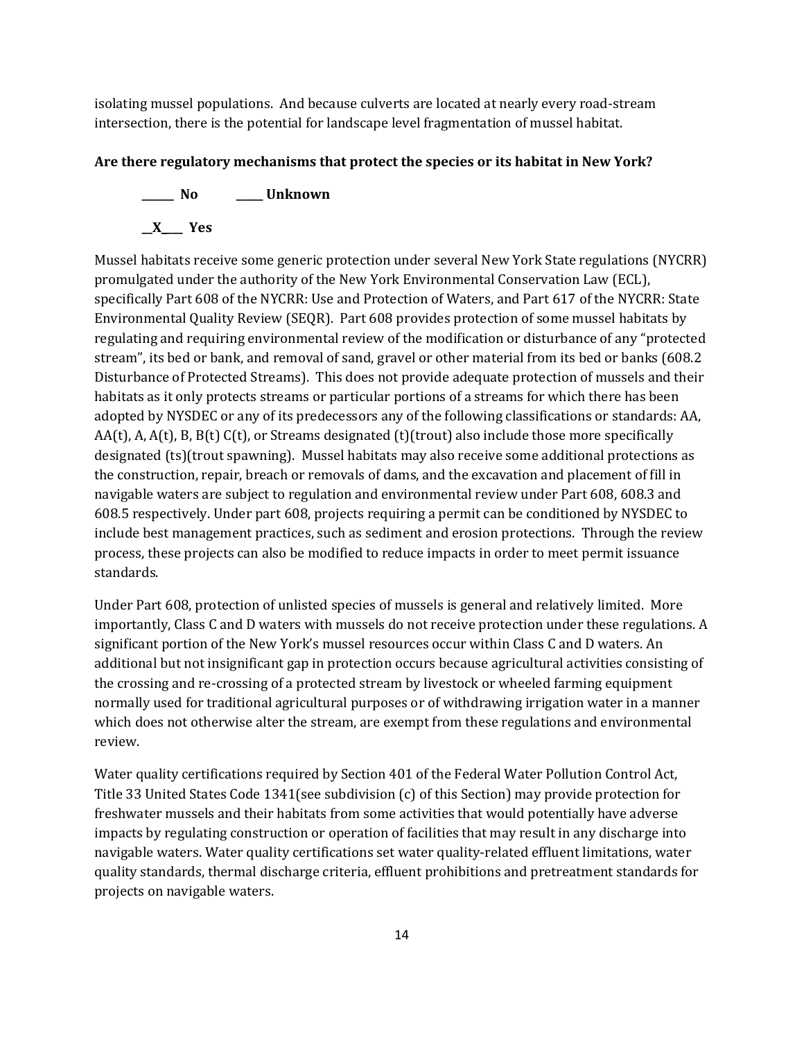isolating mussel populations. And because culverts are located at nearly every road-stream intersection, there is the potential for landscape level fragmentation of mussel habitat.

**Are there regulatory mechanisms that protect the species or its habitat in New York?**

**______ No          _____ Unknown**

**__X____ Yes**

Mussel habitats receive some generic protection under several New York State regulations (NYCRR) promulgated under the authority of the New York Environmental Conservation Law (ECL), specifically Part 608 of the NYCRR: Use and Protection of Waters, and Part 617 of the NYCRR: State Environmental Quality Review (SEQR). Part 608 provides protection of some mussel habitats by regulating and requiring environmental review of the modification or disturbance of any "protected stream", its bed or bank, and removal of sand, gravel or other material from its bed or banks (608.2 Disturbance of Protected Streams). This does not provide adequate protection of mussels and their habitats as it only protects streams or particular portions of a streams for which there has been adopted by NYSDEC or any of its predecessors any of the following classifications or standards: AA, AA(t), A, A(t), B, B(t) C(t), or Streams designated (t)(trout) also include those more specifically designated (ts)(trout spawning). Mussel habitats may also receive some additional protections as the construction, repair, breach or removals of dams, and the excavation and placement of fill in navigable waters are subject to regulation and environmental review under Part 608, 608.3 and 608.5 respectively. Under part 608, projects requiring a permit can be conditioned by NYSDEC to include best management practices, such as sediment and erosion protections. Through the review process, these projects can also be modified to reduce impacts in order to meet permit issuance standards.

Under Part 608, protection of unlisted species of mussels is general and relatively limited. More importantly, Class C and D waters with mussels do not receive protection under these regulations. A significant portion of the New York's mussel resources occur within Class C and D waters. An additional but not insignificant gap in protection occurs because agricultural activities consisting of the crossing and re-crossing of a protected stream by livestock or wheeled farming equipment normally used for traditional agricultural purposes or of withdrawing irrigation water in a manner which does not otherwise alter the stream, are exempt from these regulations and environmental review.

Water quality certifications required by Section 401 of the Federal Water Pollution Control Act, Title 33 United States Code 1341(see subdivision (c) of this Section) may provide protection for freshwater mussels and their habitats from some activities that would potentially have adverse impacts by regulating construction or operation of facilities that may result in any discharge into navigable waters. Water quality certifications set water quality-related effluent limitations, water quality standards, thermal discharge criteria, effluent prohibitions and pretreatment standards for projects on navigable waters.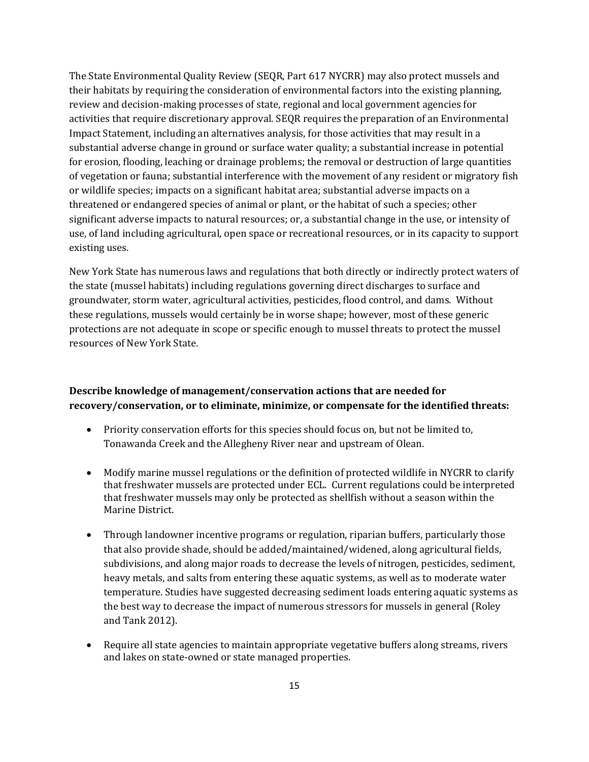The State Environmental Quality Review (SEQR, Part 617 NYCRR) may also protect mussels and their habitats by requiring the consideration of environmental factors into the existing planning, review and decision-making processes of state, regional and local government agencies for activities that require discretionary approval. SEQR requires the preparation of an Environmental Impact Statement, including an alternatives analysis, for those activities that may result in a substantial adverse change in ground or surface water quality; a substantial increase in potential for erosion, flooding, leaching or drainage problems; the removal or destruction of large quantities of vegetation or fauna; substantial interference with the movement of any resident or migratory fish or wildlife species; impacts on a significant habitat area; substantial adverse impacts on a threatened or endangered species of animal or plant, or the habitat of such a species; other significant adverse impacts to natural resources; or, a substantial change in the use, or intensity of use, of land including agricultural, open space or recreational resources, or in its capacity to support existing uses.

New York State has numerous laws and regulations that both directly or indirectly protect waters of the state (mussel habitats) including regulations governing direct discharges to surface and groundwater, storm water, agricultural activities, pesticides, flood control, and dams. Without these regulations, mussels would certainly be in worse shape; however, most of these generic protections are not adequate in scope or specific enough to mussel threats to protect the mussel resources of New York State.

**Describe knowledge of management/conservation actions that are needed for recovery/conservation, or to eliminate, minimize, or compensate for the identified threats:**

- Priority conservation efforts for this species should focus on, but not be limited to, Tonawanda Creek and the Allegheny River near and upstream of Olean.

- Modify marine mussel regulations or the definition of protected wildlife in NYCRR to clarify that freshwater mussels are protected under ECL. Current regulations could be interpreted that freshwater mussels may only be protected as shellfish without a season within the Marine District.

- Through landowner incentive programs or regulation, riparian buffers, particularly those that also provide shade, should be added/maintained/widened, along agricultural fields, subdivisions, and along major roads to decrease the levels of nitrogen, pesticides, sediment, heavy metals, and salts from entering these aquatic systems, as well as to moderate water temperature. Studies have suggested decreasing sediment loads entering aquatic systems as the best way to decrease the impact of numerous stressors for mussels in general (Roley and Tank 2012).

- Require all state agencies to maintain appropriate vegetative buffers along streams, rivers and lakes on state-owned or state managed properties.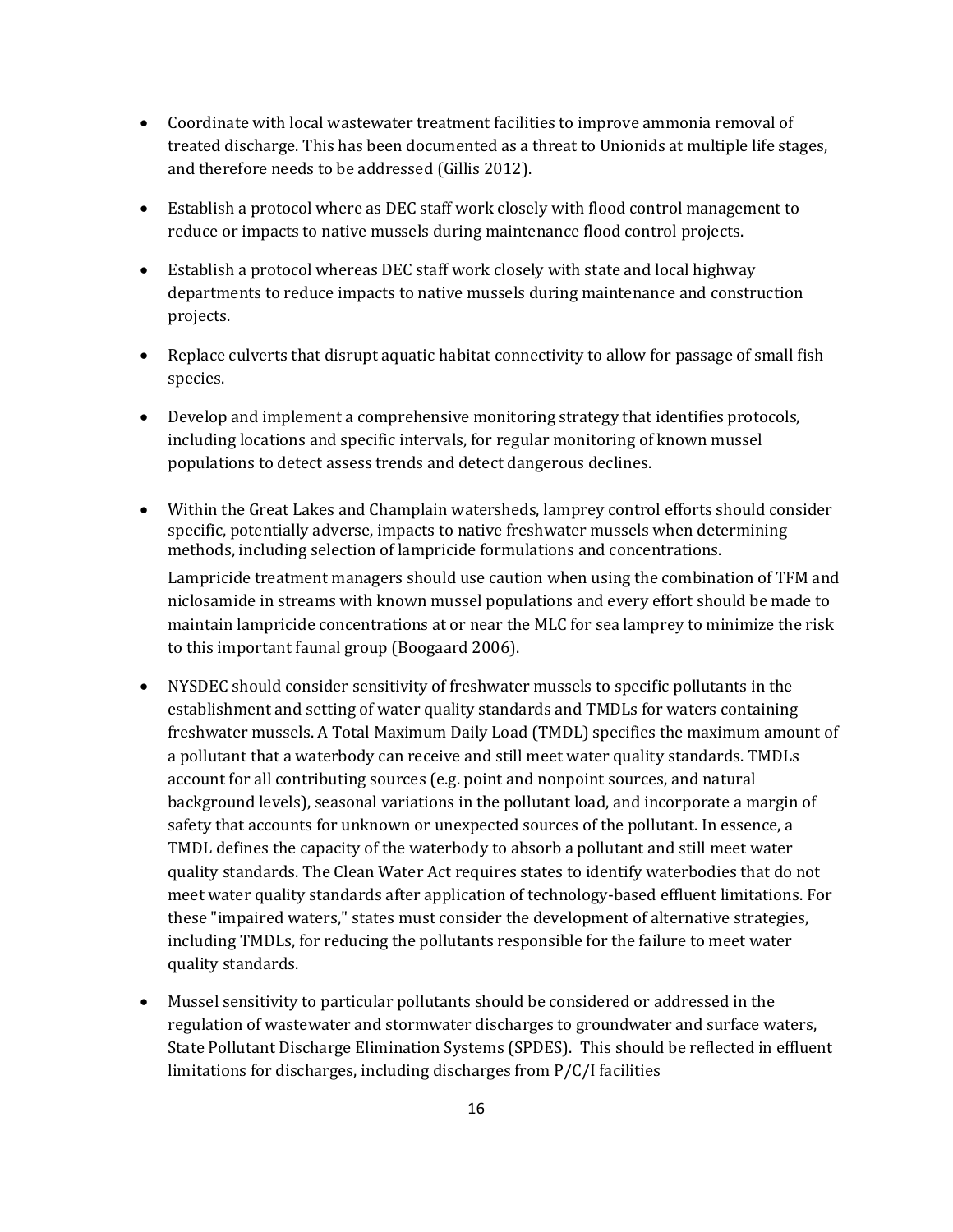- Coordinate with local wastewater treatment facilities to improve ammonia removal of treated discharge. This has been documented as a threat to Unionids at multiple life stages, and therefore needs to be addressed (Gillis 2012).

- Establish a protocol where as DEC staff work closely with flood control management to reduce or impacts to native mussels during maintenance flood control projects.

- Establish a protocol whereas DEC staff work closely with state and local highway departments to reduce impacts to native mussels during maintenance and construction projects.

- Replace culverts that disrupt aquatic habitat connectivity to allow for passage of small fish species.

- Develop and implement a comprehensive monitoring strategy that identifies protocols, including locations and specific intervals, for regular monitoring of known mussel populations to detect assess trends and detect dangerous declines.

- Within the Great Lakes and Champlain watersheds, lamprey control efforts should consider specific, potentially adverse, impacts to native freshwater mussels when determining methods, including selection of lampricide formulations and concentrations.

  Lampricide treatment managers should use caution when using the combination of TFM and niclosamide in streams with known mussel populations and every effort should be made to maintain lampricide concentrations at or near the MLC for sea lamprey to minimize the risk to this important faunal group (Boogaard 2006).

- NYSDEC should consider sensitivity of freshwater mussels to specific pollutants in the establishment and setting of water quality standards and TMDLs for waters containing freshwater mussels. A Total Maximum Daily Load (TMDL) specifies the maximum amount of a pollutant that a waterbody can receive and still meet water quality standards. TMDLs account for all contributing sources (e.g. point and nonpoint sources, and natural background levels), seasonal variations in the pollutant load, and incorporate a margin of safety that accounts for unknown or unexpected sources of the pollutant. In essence, a TMDL defines the capacity of the waterbody to absorb a pollutant and still meet water quality standards. The Clean Water Act requires states to identify waterbodies that do not meet water quality standards after application of technology-based effluent limitations. For these "impaired waters," states must consider the development of alternative strategies, including TMDLs, for reducing the pollutants responsible for the failure to meet water quality standards.

- Mussel sensitivity to particular pollutants should be considered or addressed in the regulation of wastewater and stormwater discharges to groundwater and surface waters, State Pollutant Discharge Elimination Systems (SPDES). This should be reflected in effluent limitations for discharges, including discharges from P/C/I facilities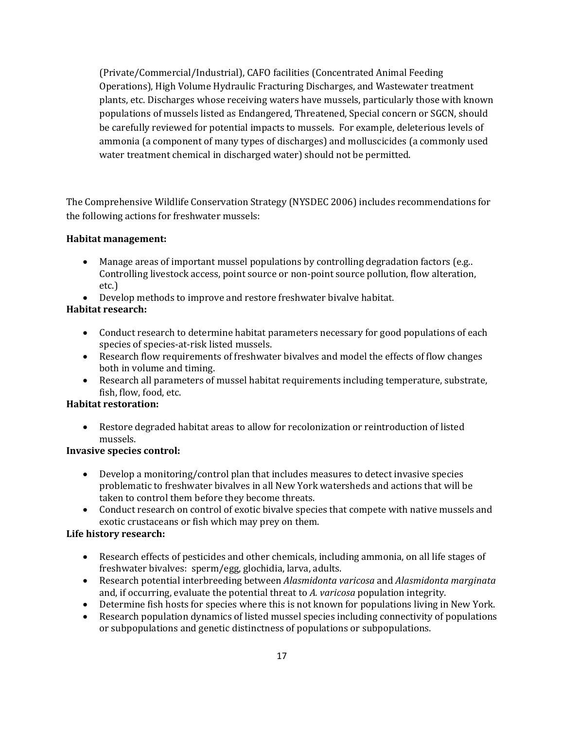(Private/Commercial/Industrial), CAFO facilities (Concentrated Animal Feeding Operations), High Volume Hydraulic Fracturing Discharges, and Wastewater treatment plants, etc. Discharges whose receiving waters have mussels, particularly those with known populations of mussels listed as Endangered, Threatened, Special concern or SGCN, should be carefully reviewed for potential impacts to mussels. For example, deleterious levels of ammonia (a component of many types of discharges) and molluscicides (a commonly used water treatment chemical in discharged water) should not be permitted.

The Comprehensive Wildlife Conservation Strategy (NYSDEC 2006) includes recommendations for the following actions for freshwater mussels:

**Habitat management:**

- Manage areas of important mussel populations by controlling degradation factors (e.g.. Controlling livestock access, point source or non-point source pollution, flow alteration, etc.)
- Develop methods to improve and restore freshwater bivalve habitat.

**Habitat research:**

- Conduct research to determine habitat parameters necessary for good populations of each species of species-at-risk listed mussels.
- Research flow requirements of freshwater bivalves and model the effects of flow changes both in volume and timing.
- Research all parameters of mussel habitat requirements including temperature, substrate, fish, flow, food, etc.

**Habitat restoration:**

- Restore degraded habitat areas to allow for recolonization or reintroduction of listed mussels.

**Invasive species control:**

- Develop a monitoring/control plan that includes measures to detect invasive species problematic to freshwater bivalves in all New York watersheds and actions that will be taken to control them before they become threats.
- Conduct research on control of exotic bivalve species that compete with native mussels and exotic crustaceans or fish which may prey on them.

**Life history research:**

- Research effects of pesticides and other chemicals, including ammonia, on all life stages of freshwater bivalves: sperm/egg, glochidia, larva, adults.
- Research potential interbreeding between *Alasmidonta varicosa* and *Alasmidonta marginata* and, if occurring, evaluate the potential threat to *A. varicosa* population integrity.
- Determine fish hosts for species where this is not known for populations living in New York.
- Research population dynamics of listed mussel species including connectivity of populations or subpopulations and genetic distinctness of populations or subpopulations.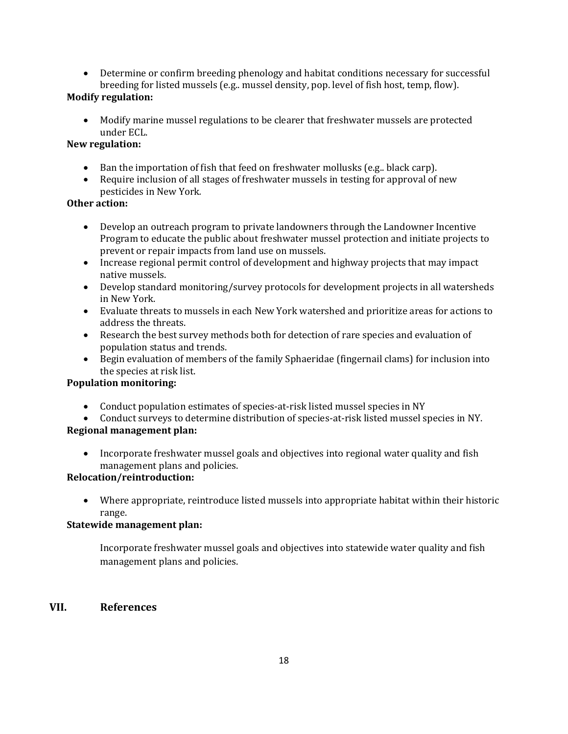- Determine or confirm breeding phenology and habitat conditions necessary for successful breeding for listed mussels (e.g.. mussel density, pop. level of fish host, temp, flow).

**Modify regulation:**

- Modify marine mussel regulations to be clearer that freshwater mussels are protected under ECL.

**New regulation:**

- Ban the importation of fish that feed on freshwater mollusks (e.g.. black carp).
- Require inclusion of all stages of freshwater mussels in testing for approval of new pesticides in New York.

**Other action:**

- Develop an outreach program to private landowners through the Landowner Incentive Program to educate the public about freshwater mussel protection and initiate projects to prevent or repair impacts from land use on mussels.
- Increase regional permit control of development and highway projects that may impact native mussels.
- Develop standard monitoring/survey protocols for development projects in all watersheds in New York.
- Evaluate threats to mussels in each New York watershed and prioritize areas for actions to address the threats.
- Research the best survey methods both for detection of rare species and evaluation of population status and trends.
- Begin evaluation of members of the family Sphaeridae (fingernail clams) for inclusion into the species at risk list.

**Population monitoring:**

- Conduct population estimates of species-at-risk listed mussel species in NY
- Conduct surveys to determine distribution of species-at-risk listed mussel species in NY.

**Regional management plan:**

- Incorporate freshwater mussel goals and objectives into regional water quality and fish management plans and policies.

**Relocation/reintroduction:**

- Where appropriate, reintroduce listed mussels into appropriate habitat within their historic range.

**Statewide management plan:**

Incorporate freshwater mussel goals and objectives into statewide water quality and fish management plans and policies.

## VII. References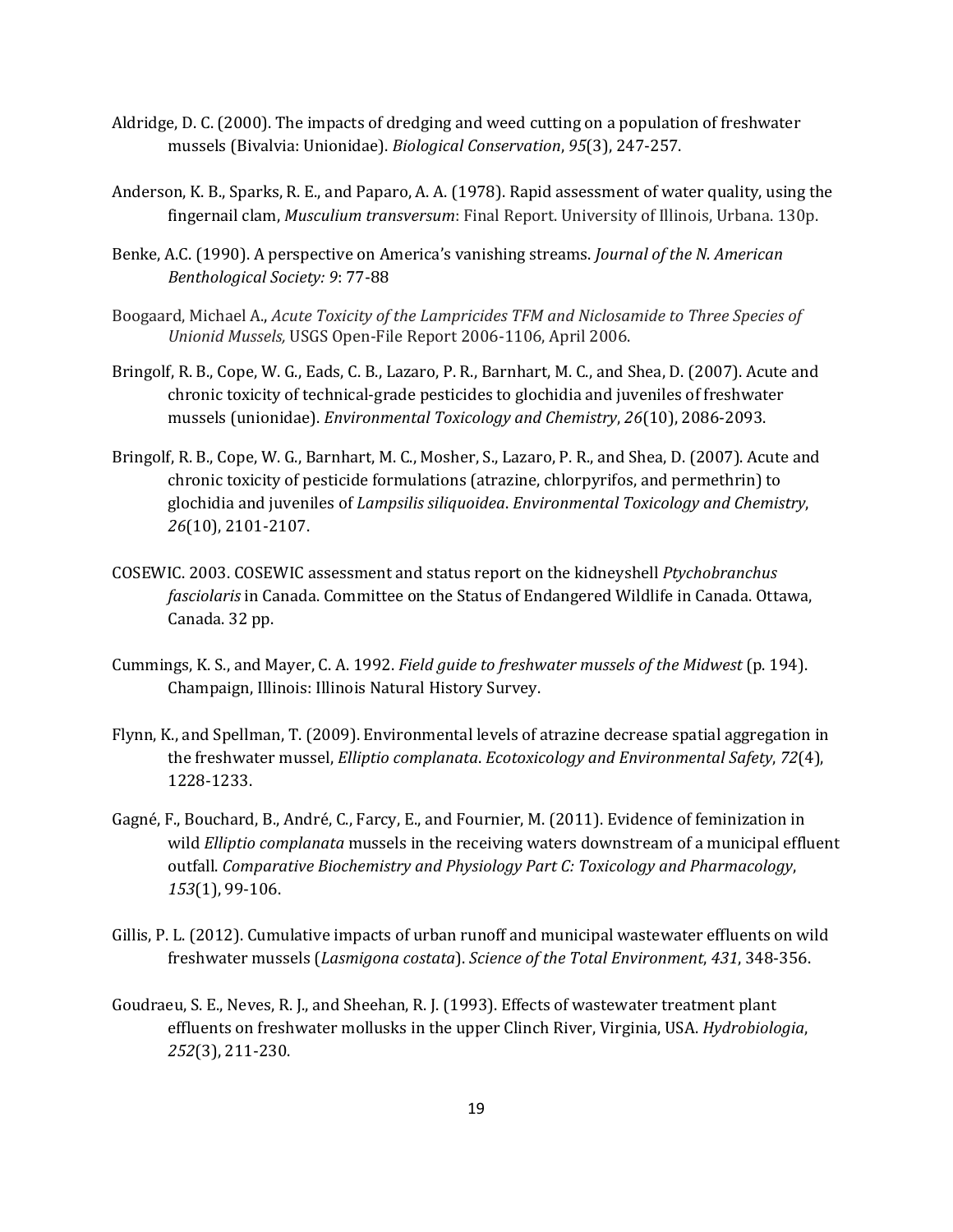Aldridge, D. C. (2000). The impacts of dredging and weed cutting on a population of freshwater mussels (Bivalvia: Unionidae). *Biological Conservation*, *95*(3), 247-257.

Anderson, K. B., Sparks, R. E., and Paparo, A. A. (1978). Rapid assessment of water quality, using the fingernail clam, *Musculium transversum*: Final Report. University of Illinois, Urbana. 130p.

Benke, A.C. (1990). A perspective on America's vanishing streams. *Journal of the N. American Benthological Society: 9*: 77-88

Boogaard, Michael A., *Acute Toxicity of the Lampricides TFM and Niclosamide to Three Species of Unionid Mussels,* USGS Open-File Report 2006-1106, April 2006.

Bringolf, R. B., Cope, W. G., Eads, C. B., Lazaro, P. R., Barnhart, M. C., and Shea, D. (2007). Acute and chronic toxicity of technical-grade pesticides to glochidia and juveniles of freshwater mussels (unionidae). *Environmental Toxicology and Chemistry*, *26*(10), 2086-2093.

Bringolf, R. B., Cope, W. G., Barnhart, M. C., Mosher, S., Lazaro, P. R., and Shea, D. (2007). Acute and chronic toxicity of pesticide formulations (atrazine, chlorpyrifos, and permethrin) to glochidia and juveniles of *Lampsilis siliquoidea*. *Environmental Toxicology and Chemistry*, *26*(10), 2101-2107.

COSEWIC. 2003. COSEWIC assessment and status report on the kidneyshell *Ptychobranchus fasciolaris* in Canada. Committee on the Status of Endangered Wildlife in Canada. Ottawa, Canada. 32 pp.

Cummings, K. S., and Mayer, C. A. 1992. *Field guide to freshwater mussels of the Midwest* (p. 194). Champaign, Illinois: Illinois Natural History Survey.

Flynn, K., and Spellman, T. (2009). Environmental levels of atrazine decrease spatial aggregation in the freshwater mussel, *Elliptio complanata*. *Ecotoxicology and Environmental Safety*, *72*(4), 1228-1233.

Gagné, F., Bouchard, B., André, C., Farcy, E., and Fournier, M. (2011). Evidence of feminization in wild *Elliptio complanata* mussels in the receiving waters downstream of a municipal effluent outfall. *Comparative Biochemistry and Physiology Part C: Toxicology and Pharmacology*, *153*(1), 99-106.

Gillis, P. L. (2012). Cumulative impacts of urban runoff and municipal wastewater effluents on wild freshwater mussels (*Lasmigona costata*). *Science of the Total Environment*, *431*, 348-356.

Goudraeu, S. E., Neves, R. J., and Sheehan, R. J. (1993). Effects of wastewater treatment plant effluents on freshwater mollusks in the upper Clinch River, Virginia, USA. *Hydrobiologia*, *252*(3), 211-230.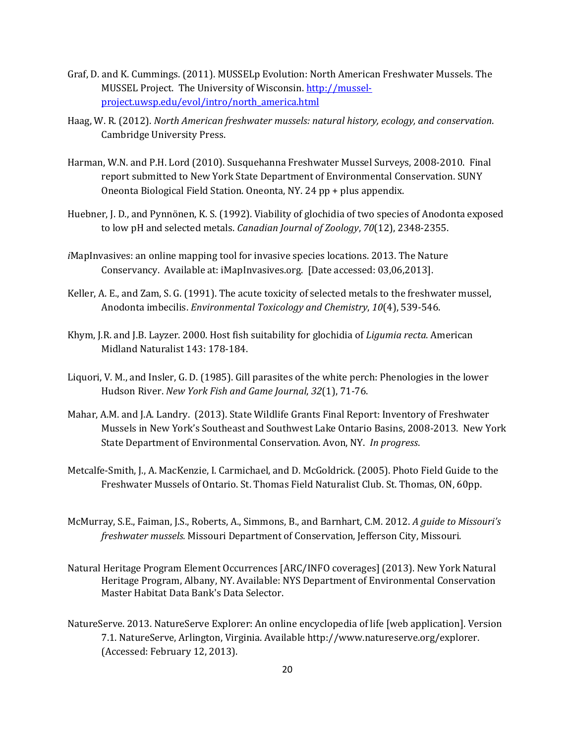Graf, D. and K. Cummings. (2011). MUSSELp Evolution: North American Freshwater Mussels. The MUSSEL Project. The University of Wisconsin. [http://mussel-project.uwsp.edu/evol/intro/north_america.html](http://mussel-project.uwsp.edu/evol/intro/north_america.html)

Haag, W. R. (2012). *North American freshwater mussels: natural history, ecology, and conservation*. Cambridge University Press.

Harman, W.N. and P.H. Lord (2010). Susquehanna Freshwater Mussel Surveys, 2008-2010. Final report submitted to New York State Department of Environmental Conservation. SUNY Oneonta Biological Field Station. Oneonta, NY. 24 pp + plus appendix.

Huebner, J. D., and Pynnönen, K. S. (1992). Viability of glochidia of two species of Anodonta exposed to low pH and selected metals. *Canadian Journal of Zoology*, *70*(12), 2348-2355.

*i*MapInvasives: an online mapping tool for invasive species locations. 2013. The Nature Conservancy. Available at: iMapInvasives.org. [Date accessed: 03,06,2013].

Keller, A. E., and Zam, S. G. (1991). The acute toxicity of selected metals to the freshwater mussel, Anodonta imbecilis. *Environmental Toxicology and Chemistry*, *10*(4), 539-546.

Khym, J.R. and J.B. Layzer. 2000. Host fish suitability for glochidia of *Ligumia recta*. American Midland Naturalist 143: 178-184.

Liquori, V. M., and Insler, G. D. (1985). Gill parasites of the white perch: Phenologies in the lower Hudson River. *New York Fish and Game Journal*, *32*(1), 71-76.

Mahar, A.M. and J.A. Landry. (2013). State Wildlife Grants Final Report: Inventory of Freshwater Mussels in New York's Southeast and Southwest Lake Ontario Basins, 2008-2013. New York State Department of Environmental Conservation. Avon, NY. *In progress*.

Metcalfe-Smith, J., A. MacKenzie, I. Carmichael, and D. McGoldrick. (2005). Photo Field Guide to the Freshwater Mussels of Ontario. St. Thomas Field Naturalist Club. St. Thomas, ON, 60pp.

McMurray, S.E., Faiman, J.S., Roberts, A., Simmons, B., and Barnhart, C.M. 2012. *A guide to Missouri's freshwater mussels.* Missouri Department of Conservation, Jefferson City, Missouri.

Natural Heritage Program Element Occurrences [ARC/INFO coverages] (2013). New York Natural Heritage Program, Albany, NY. Available: NYS Department of Environmental Conservation Master Habitat Data Bank's Data Selector.

NatureServe. 2013. NatureServe Explorer: An online encyclopedia of life [web application]. Version 7.1. NatureServe, Arlington, Virginia. Available http://www.natureserve.org/explorer. (Accessed: February 12, 2013).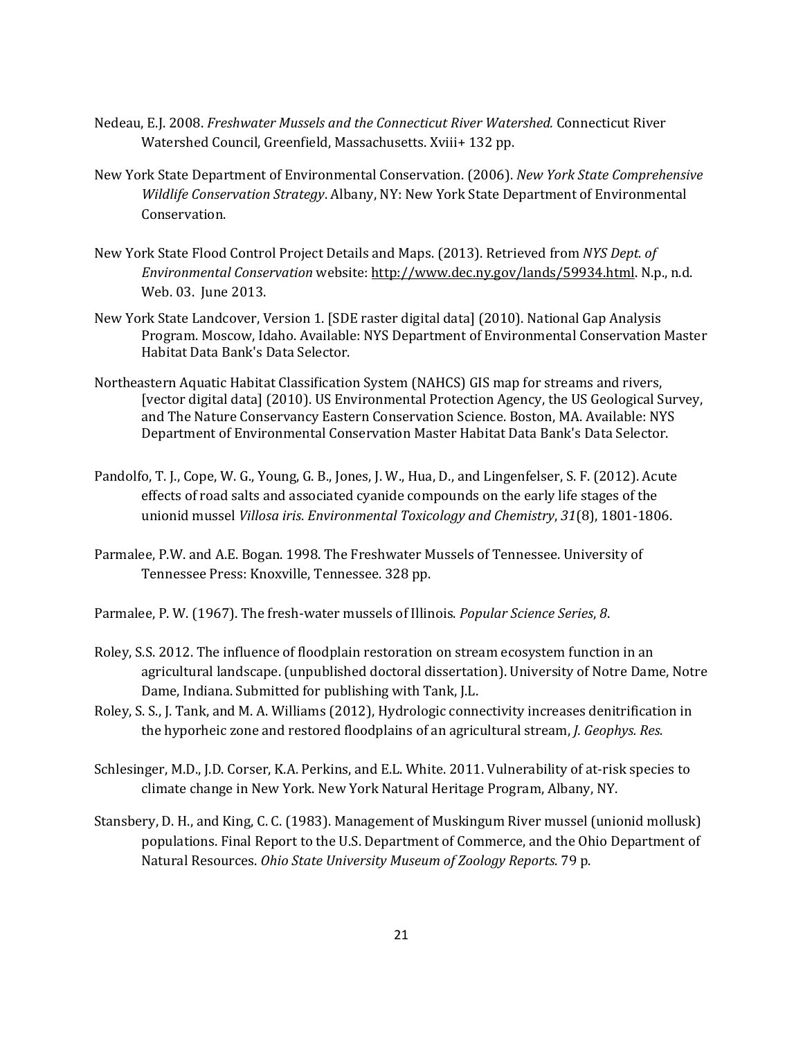Nedeau, E.J. 2008. *Freshwater Mussels and the Connecticut River Watershed.* Connecticut River Watershed Council, Greenfield, Massachusetts. Xviii+ 132 pp.

New York State Department of Environmental Conservation. (2006). *New York State Comprehensive Wildlife Conservation Strategy*. Albany, NY: New York State Department of Environmental Conservation.

New York State Flood Control Project Details and Maps. (2013). Retrieved from *NYS Dept. of Environmental Conservation* website: http://www.dec.ny.gov/lands/59934.html. N.p., n.d. Web. 03. June 2013.

New York State Landcover, Version 1. [SDE raster digital data] (2010). National Gap Analysis Program. Moscow, Idaho. Available: NYS Department of Environmental Conservation Master Habitat Data Bank's Data Selector.

Northeastern Aquatic Habitat Classification System (NAHCS) GIS map for streams and rivers, [vector digital data] (2010). US Environmental Protection Agency, the US Geological Survey, and The Nature Conservancy Eastern Conservation Science. Boston, MA. Available: NYS Department of Environmental Conservation Master Habitat Data Bank's Data Selector.

Pandolfo, T. J., Cope, W. G., Young, G. B., Jones, J. W., Hua, D., and Lingenfelser, S. F. (2012). Acute effects of road salts and associated cyanide compounds on the early life stages of the unionid mussel *Villosa iris*. *Environmental Toxicology and Chemistry*, *31*(8), 1801-1806.

Parmalee, P.W. and A.E. Bogan. 1998. The Freshwater Mussels of Tennessee. University of Tennessee Press: Knoxville, Tennessee. 328 pp.

Parmalee, P. W. (1967). The fresh-water mussels of Illinois. *Popular Science Series*, *8*.

Roley, S.S. 2012. The influence of floodplain restoration on stream ecosystem function in an agricultural landscape. (unpublished doctoral dissertation). University of Notre Dame, Notre Dame, Indiana. Submitted for publishing with Tank, J.L.

Roley, S. S., J. Tank, and M. A. Williams (2012), Hydrologic connectivity increases denitrification in the hyporheic zone and restored floodplains of an agricultural stream, *J. Geophys. Res.*

Schlesinger, M.D., J.D. Corser, K.A. Perkins, and E.L. White. 2011. Vulnerability of at-risk species to climate change in New York. New York Natural Heritage Program, Albany, NY.

Stansbery, D. H., and King, C. C. (1983). Management of Muskingum River mussel (unionid mollusk) populations. Final Report to the U.S. Department of Commerce, and the Ohio Department of Natural Resources. *Ohio State University Museum of Zoology Reports*. 79 p.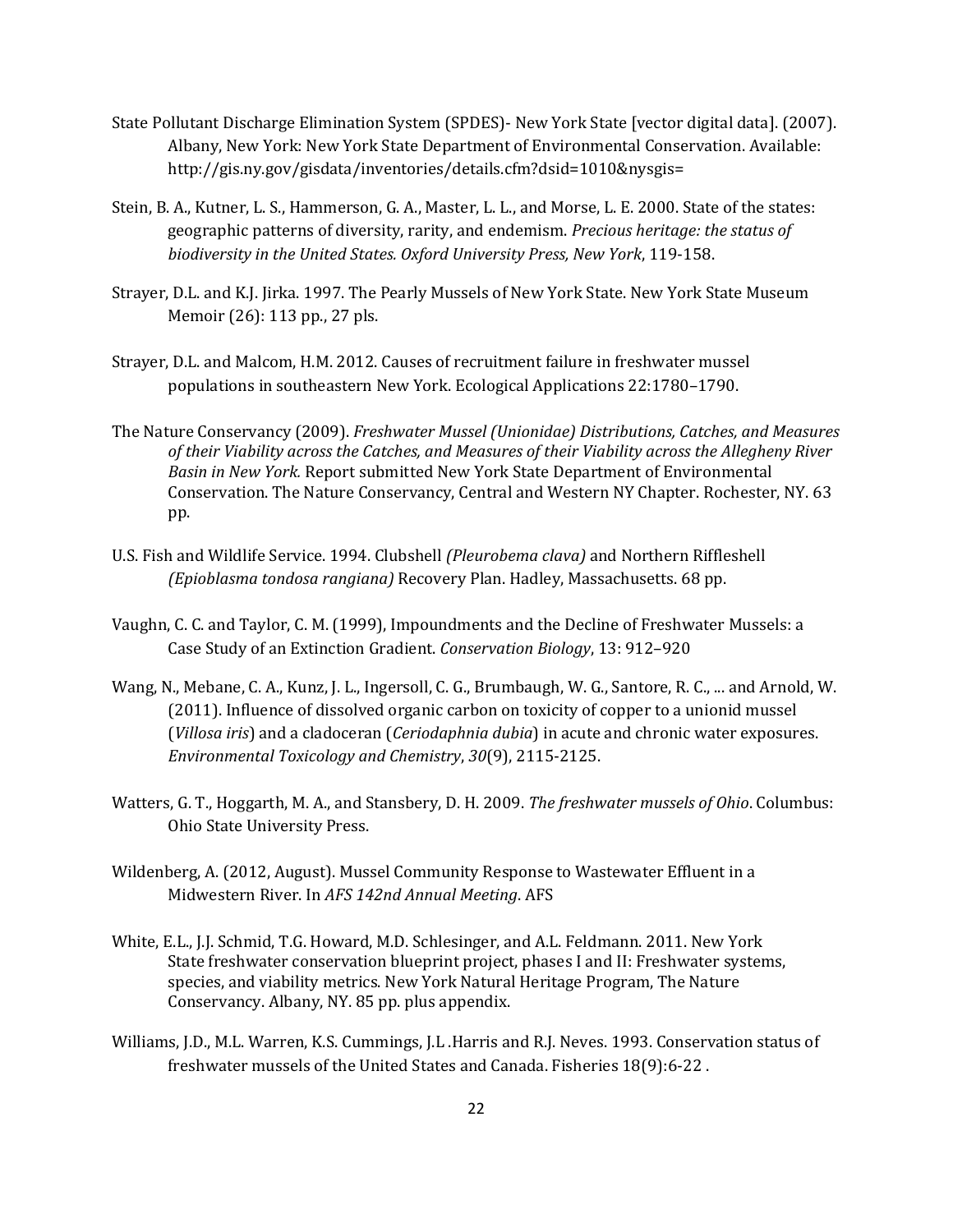State Pollutant Discharge Elimination System (SPDES)- New York State [vector digital data]. (2007). Albany, New York: New York State Department of Environmental Conservation. Available: http://gis.ny.gov/gisdata/inventories/details.cfm?dsid=1010&nysgis=

Stein, B. A., Kutner, L. S., Hammerson, G. A., Master, L. L., and Morse, L. E. 2000. State of the states: geographic patterns of diversity, rarity, and endemism. *Precious heritage: the status of biodiversity in the United States. Oxford University Press, New York*, 119-158.

Strayer, D.L. and K.J. Jirka. 1997. The Pearly Mussels of New York State. New York State Museum Memoir (26): 113 pp., 27 pls.

Strayer, D.L. and Malcom, H.M. 2012. Causes of recruitment failure in freshwater mussel populations in southeastern New York. Ecological Applications 22:1780–1790.

The Nature Conservancy (2009). *Freshwater Mussel (Unionidae) Distributions, Catches, and Measures of their Viability across the Catches, and Measures of their Viability across the Allegheny River Basin in New York.* Report submitted New York State Department of Environmental Conservation. The Nature Conservancy, Central and Western NY Chapter. Rochester, NY. 63 pp.

U.S. Fish and Wildlife Service. 1994. Clubshell *(Pleurobema clava)* and Northern Riffleshell *(Epioblasma tondosa rangiana)* Recovery Plan. Hadley, Massachusetts. 68 pp.

Vaughn, C. C. and Taylor, C. M. (1999), Impoundments and the Decline of Freshwater Mussels: a Case Study of an Extinction Gradient. *Conservation Biology*, 13: 912–920

Wang, N., Mebane, C. A., Kunz, J. L., Ingersoll, C. G., Brumbaugh, W. G., Santore, R. C., ... and Arnold, W. (2011). Influence of dissolved organic carbon on toxicity of copper to a unionid mussel (*Villosa iris*) and a cladoceran (*Ceriodaphnia dubia*) in acute and chronic water exposures. *Environmental Toxicology and Chemistry*, *30*(9), 2115-2125.

Watters, G. T., Hoggarth, M. A., and Stansbery, D. H. 2009. *The freshwater mussels of Ohio*. Columbus: Ohio State University Press.

Wildenberg, A. (2012, August). Mussel Community Response to Wastewater Effluent in a Midwestern River. In *AFS 142nd Annual Meeting*. AFS

White, E.L., J.J. Schmid, T.G. Howard, M.D. Schlesinger, and A.L. Feldmann. 2011. New York State freshwater conservation blueprint project, phases I and II: Freshwater systems, species, and viability metrics. New York Natural Heritage Program, The Nature Conservancy. Albany, NY. 85 pp. plus appendix.

Williams, J.D., M.L. Warren, K.S. Cummings, J.L .Harris and R.J. Neves. 1993. Conservation status of freshwater mussels of the United States and Canada. Fisheries 18(9):6-22 .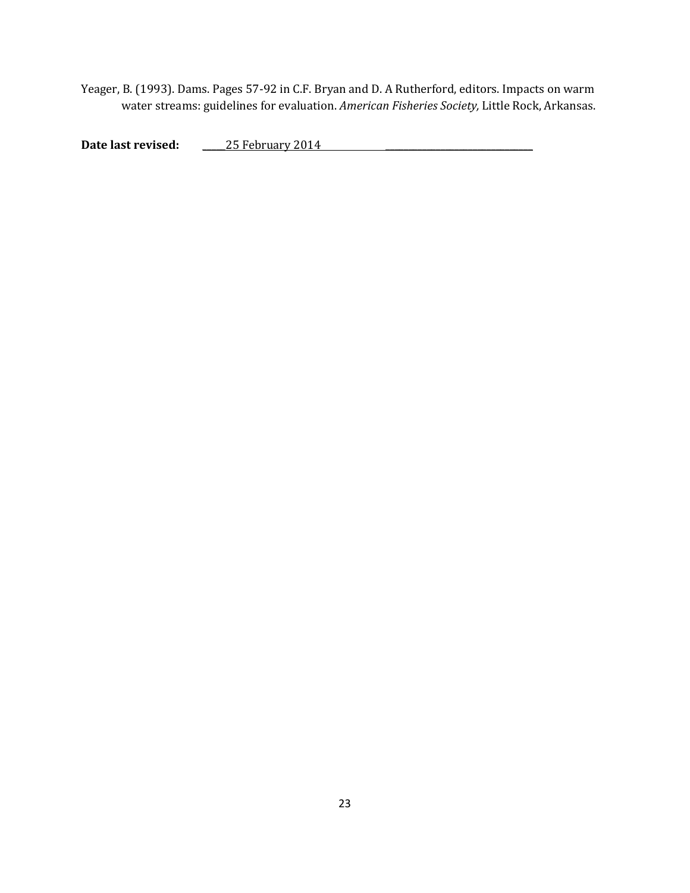Yeager, B. (1993). Dams. Pages 57-92 in C.F. Bryan and D. A Rutherford, editors. Impacts on warm water streams: guidelines for evaluation. *American Fisheries Society,* Little Rock, Arkansas.

**Date last revised:** 25 February 2014